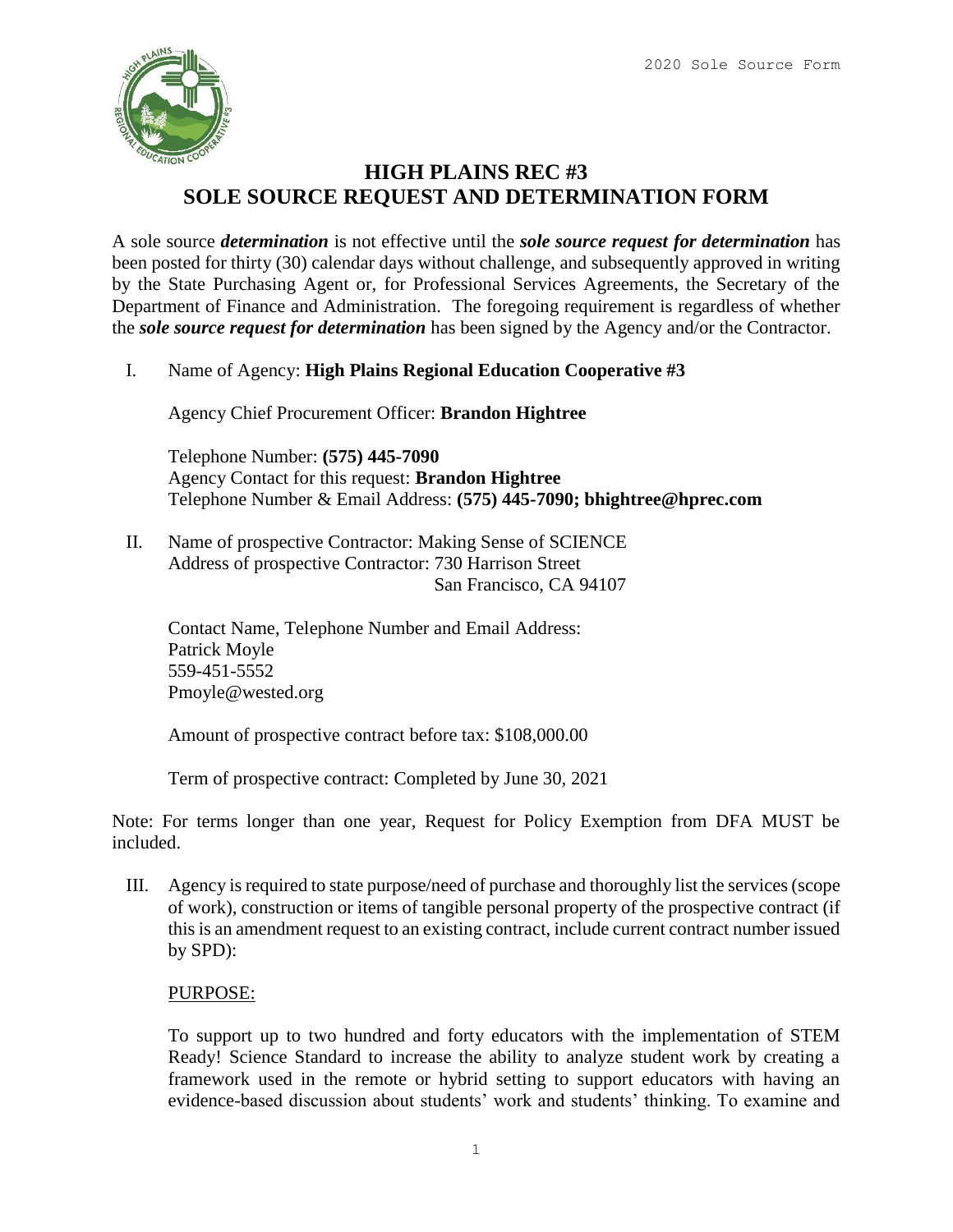# HIGH PLAINS REC #3
# SOLE SOURCE REQUEST AND DETERMINATION FORM

A sole source ***determination*** is not effective until the ***sole source request for determination*** has been posted for thirty (30) calendar days without challenge, and subsequently approved in writing by the State Purchasing Agent or, for Professional Services Agreements, the Secretary of the Department of Finance and Administration. The foregoing requirement is regardless of whether the ***sole source request for determination*** has been signed by the Agency and/or the Contractor.

I. Name of Agency: **High Plains Regional Education Cooperative #3**

Agency Chief Procurement Officer: **Brandon Hightree**

Telephone Number: **(575) 445-7090**
Agency Contact for this request: **Brandon Hightree**
Telephone Number & Email Address: **(575) 445-7090; bhightree@hprec.com**

II. Name of prospective Contractor: Making Sense of SCIENCE
Address of prospective Contractor: 730 Harrison Street
San Francisco, CA 94107

Contact Name, Telephone Number and Email Address:
Patrick Moyle
559-451-5552
Pmoyle@wested.org

Amount of prospective contract before tax: $108,000.00

Term of prospective contract: Completed by June 30, 2021

Note: For terms longer than one year, Request for Policy Exemption from DFA MUST be included.

III. Agency is required to state purpose/need of purchase and thoroughly list the services (scope of work), construction or items of tangible personal property of the prospective contract (if this is an amendment request to an existing contract, include current contract number issued by SPD):

PURPOSE:

To support up to two hundred and forty educators with the implementation of STEM Ready! Science Standard to increase the ability to analyze student work by creating a framework used in the remote or hybrid setting to support educators with having an evidence-based discussion about students' work and students' thinking. To examine and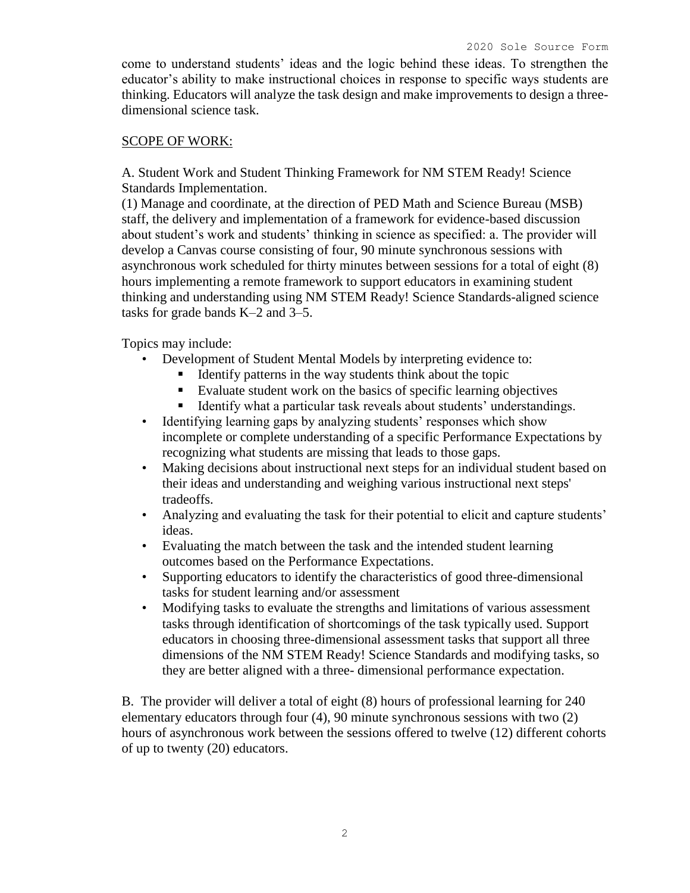come to understand students' ideas and the logic behind these ideas. To strengthen the educator's ability to make instructional choices in response to specific ways students are thinking. Educators will analyze the task design and make improvements to design a three-dimensional science task.

SCOPE OF WORK:

A. Student Work and Student Thinking Framework for NM STEM Ready! Science Standards Implementation.

(1) Manage and coordinate, at the direction of PED Math and Science Bureau (MSB) staff, the delivery and implementation of a framework for evidence-based discussion about student's work and students' thinking in science as specified: a. The provider will develop a Canvas course consisting of four, 90 minute synchronous sessions with asynchronous work scheduled for thirty minutes between sessions for a total of eight (8) hours implementing a remote framework to support educators in examining student thinking and understanding using NM STEM Ready! Science Standards-aligned science tasks for grade bands K–2 and 3–5.

Topics may include:

- Development of Student Mental Models by interpreting evidence to:
  - Identify patterns in the way students think about the topic
  - Evaluate student work on the basics of specific learning objectives
  - Identify what a particular task reveals about students' understandings.
- Identifying learning gaps by analyzing students' responses which show incomplete or complete understanding of a specific Performance Expectations by recognizing what students are missing that leads to those gaps.
- Making decisions about instructional next steps for an individual student based on their ideas and understanding and weighing various instructional next steps' tradeoffs.
- Analyzing and evaluating the task for their potential to elicit and capture students' ideas.
- Evaluating the match between the task and the intended student learning outcomes based on the Performance Expectations.
- Supporting educators to identify the characteristics of good three-dimensional tasks for student learning and/or assessment
- Modifying tasks to evaluate the strengths and limitations of various assessment tasks through identification of shortcomings of the task typically used. Support educators in choosing three-dimensional assessment tasks that support all three dimensions of the NM STEM Ready! Science Standards and modifying tasks, so they are better aligned with a three- dimensional performance expectation.

B. The provider will deliver a total of eight (8) hours of professional learning for 240 elementary educators through four (4), 90 minute synchronous sessions with two (2) hours of asynchronous work between the sessions offered to twelve (12) different cohorts of up to twenty (20) educators.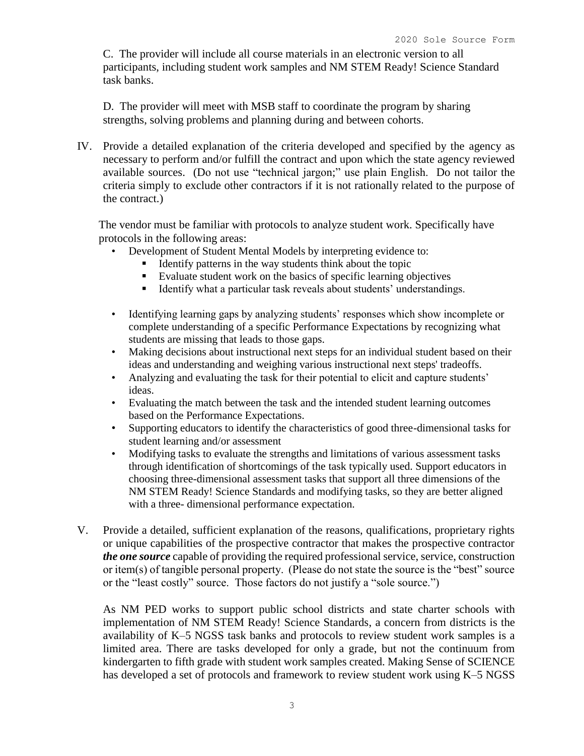C. The provider will include all course materials in an electronic version to all participants, including student work samples and NM STEM Ready! Science Standard task banks.

D. The provider will meet with MSB staff to coordinate the program by sharing strengths, solving problems and planning during and between cohorts.

IV. Provide a detailed explanation of the criteria developed and specified by the agency as necessary to perform and/or fulfill the contract and upon which the state agency reviewed available sources. (Do not use "technical jargon;" use plain English. Do not tailor the criteria simply to exclude other contractors if it is not rationally related to the purpose of the contract.)

The vendor must be familiar with protocols to analyze student work. Specifically have protocols in the following areas:

- Development of Student Mental Models by interpreting evidence to:
  - Identify patterns in the way students think about the topic
  - Evaluate student work on the basics of specific learning objectives
  - Identify what a particular task reveals about students' understandings.
- Identifying learning gaps by analyzing students' responses which show incomplete or complete understanding of a specific Performance Expectations by recognizing what students are missing that leads to those gaps.
- Making decisions about instructional next steps for an individual student based on their ideas and understanding and weighing various instructional next steps' tradeoffs.
- Analyzing and evaluating the task for their potential to elicit and capture students' ideas.
- Evaluating the match between the task and the intended student learning outcomes based on the Performance Expectations.
- Supporting educators to identify the characteristics of good three-dimensional tasks for student learning and/or assessment
- Modifying tasks to evaluate the strengths and limitations of various assessment tasks through identification of shortcomings of the task typically used. Support educators in choosing three-dimensional assessment tasks that support all three dimensions of the NM STEM Ready! Science Standards and modifying tasks, so they are better aligned with a three- dimensional performance expectation.

V. Provide a detailed, sufficient explanation of the reasons, qualifications, proprietary rights or unique capabilities of the prospective contractor that makes the prospective contractor ***the one source*** capable of providing the required professional service, service, construction or item(s) of tangible personal property. (Please do not state the source is the "best" source or the "least costly" source. Those factors do not justify a "sole source.")

As NM PED works to support public school districts and state charter schools with implementation of NM STEM Ready! Science Standards, a concern from districts is the availability of K–5 NGSS task banks and protocols to review student work samples is a limited area. There are tasks developed for only a grade, but not the continuum from kindergarten to fifth grade with student work samples created. Making Sense of SCIENCE has developed a set of protocols and framework to review student work using K–5 NGSS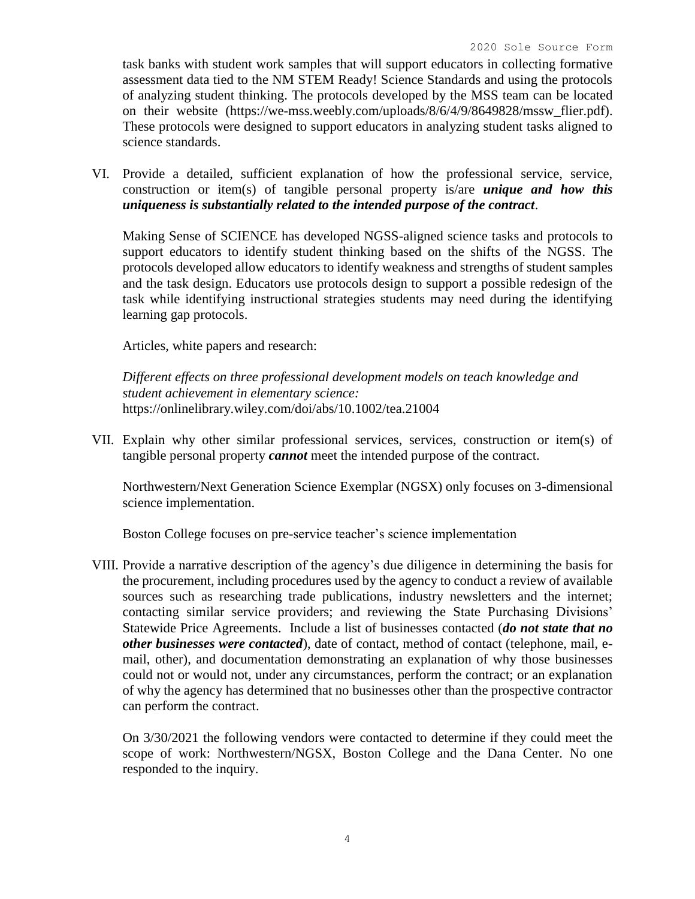task banks with student work samples that will support educators in collecting formative assessment data tied to the NM STEM Ready! Science Standards and using the protocols of analyzing student thinking. The protocols developed by the MSS team can be located on their website (https://we-mss.weebly.com/uploads/8/6/4/9/8649828/mssw_flier.pdf). These protocols were designed to support educators in analyzing student tasks aligned to science standards.

VI. Provide a detailed, sufficient explanation of how the professional service, service, construction or item(s) of tangible personal property is/are ***unique and how this uniqueness is substantially related to the intended purpose of the contract***.

Making Sense of SCIENCE has developed NGSS-aligned science tasks and protocols to support educators to identify student thinking based on the shifts of the NGSS. The protocols developed allow educators to identify weakness and strengths of student samples and the task design. Educators use protocols design to support a possible redesign of the task while identifying instructional strategies students may need during the identifying learning gap protocols.

Articles, white papers and research:

*Different effects on three professional development models on teach knowledge and student achievement in elementary science:*
https://onlinelibrary.wiley.com/doi/abs/10.1002/tea.21004

VII. Explain why other similar professional services, services, construction or item(s) of tangible personal property ***cannot*** meet the intended purpose of the contract.

Northwestern/Next Generation Science Exemplar (NGSX) only focuses on 3-dimensional science implementation.

Boston College focuses on pre-service teacher's science implementation

VIII. Provide a narrative description of the agency's due diligence in determining the basis for the procurement, including procedures used by the agency to conduct a review of available sources such as researching trade publications, industry newsletters and the internet; contacting similar service providers; and reviewing the State Purchasing Divisions' Statewide Price Agreements. Include a list of businesses contacted (***do not state that no other businesses were contacted***), date of contact, method of contact (telephone, mail, e-mail, other), and documentation demonstrating an explanation of why those businesses could not or would not, under any circumstances, perform the contract; or an explanation of why the agency has determined that no businesses other than the prospective contractor can perform the contract.

On 3/30/2021 the following vendors were contacted to determine if they could meet the scope of work: Northwestern/NGSX, Boston College and the Dana Center. No one responded to the inquiry.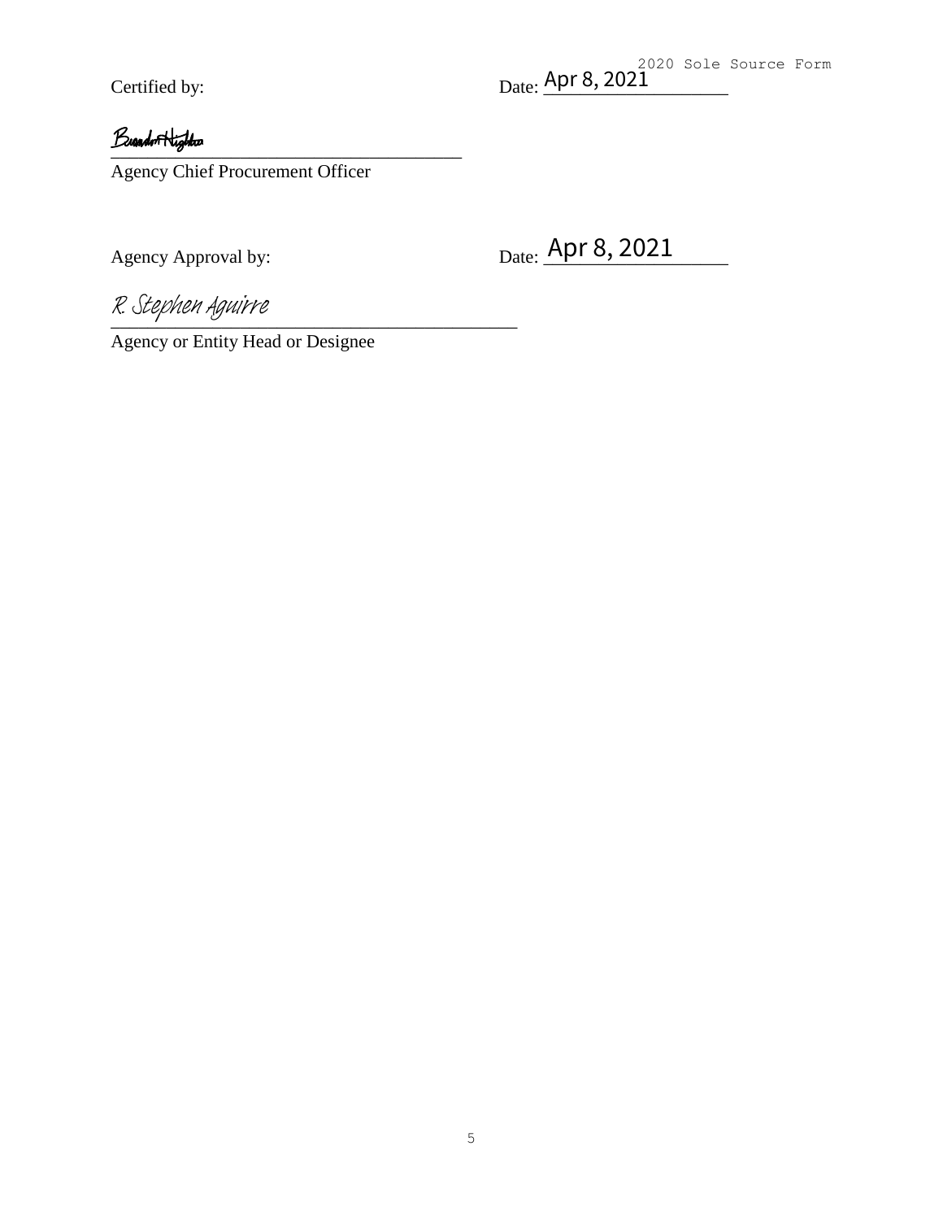Certified by: Date: Apr 8, 2021

Brandon Hughes

_______________________________________

Agency Chief Procurement Officer

Agency Approval by: Date: Apr 8, 2021

R. Stephen Aguirre

_______________________________________

Agency or Entity Head or Designee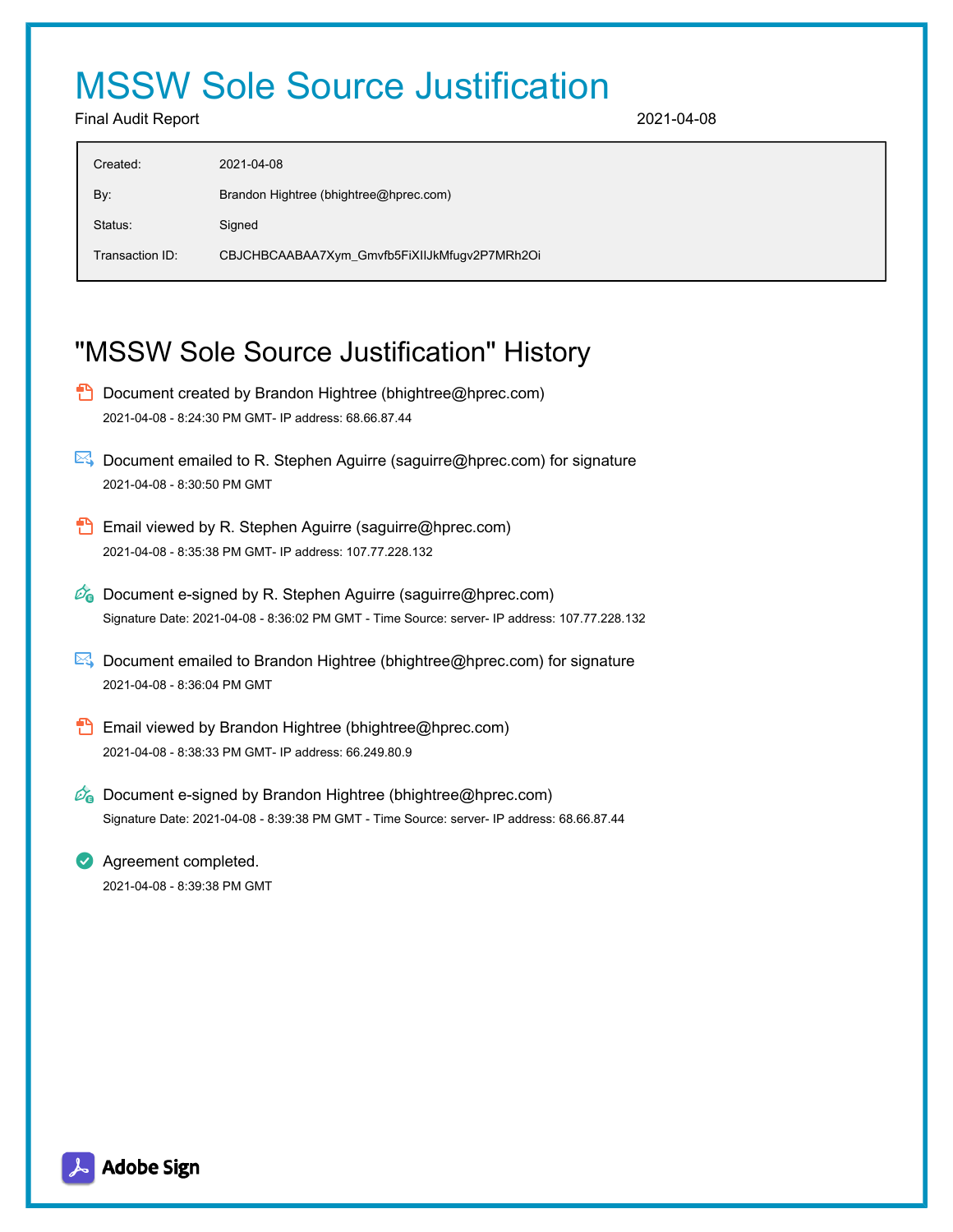# MSSW Sole Source Justification

Final Audit Report 2021-04-08

| | |
|---|---|
| Created: | 2021-04-08 |
| By: | Brandon Hightree (bhightree@hprec.com) |
| Status: | Signed |
| Transaction ID: | CBJCHBCAABAA7Xym_Gmvfb5FiXIIJkMfugv2P7MRh2Oi |

## "MSSW Sole Source Justification" History

- Document created by Brandon Hightree (bhightree@hprec.com)
  2021-04-08 - 8:24:30 PM GMT- IP address: 68.66.87.44

- Document emailed to R. Stephen Aguirre (saguirre@hprec.com) for signature
  2021-04-08 - 8:30:50 PM GMT

- Email viewed by R. Stephen Aguirre (saguirre@hprec.com)
  2021-04-08 - 8:35:38 PM GMT- IP address: 107.77.228.132

- Document e-signed by R. Stephen Aguirre (saguirre@hprec.com)
  Signature Date: 2021-04-08 - 8:36:02 PM GMT - Time Source: server- IP address: 107.77.228.132

- Document emailed to Brandon Hightree (bhightree@hprec.com) for signature
  2021-04-08 - 8:36:04 PM GMT

- Email viewed by Brandon Hightree (bhightree@hprec.com)
  2021-04-08 - 8:38:33 PM GMT- IP address: 66.249.80.9

- Document e-signed by Brandon Hightree (bhightree@hprec.com)
  Signature Date: 2021-04-08 - 8:39:38 PM GMT - Time Source: server- IP address: 68.66.87.44

- Agreement completed.
  2021-04-08 - 8:39:38 PM GMT

Adobe Sign